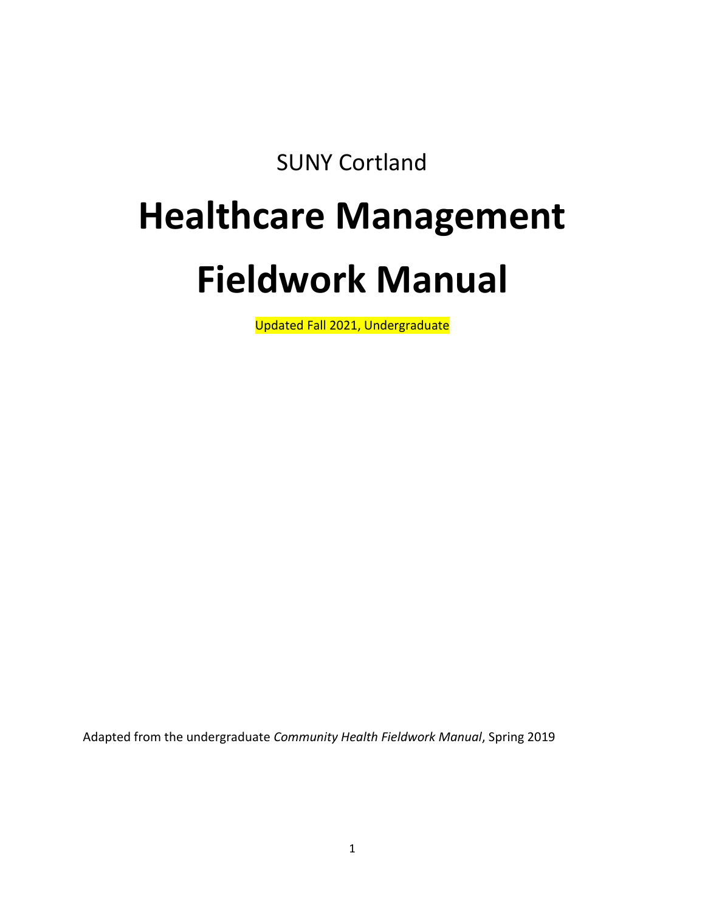SUNY Cortland

# Healthcare Management Fieldwork Manual

Updated Fall 2021, Undergraduate

Adapted from the undergraduate *Community Health Fieldwork Manual*, Spring 2019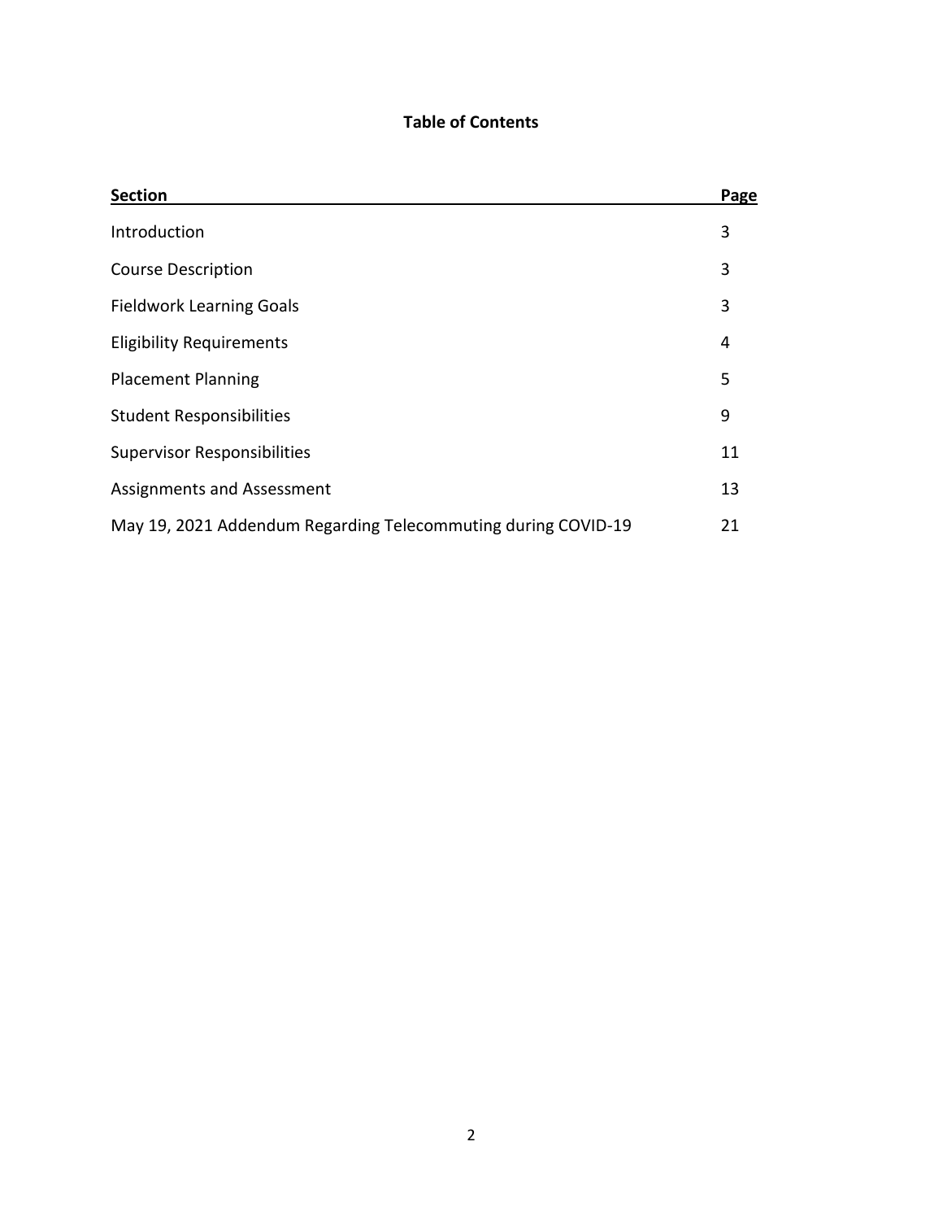**Table of Contents**

| Section | Page |
|---|---|
| Introduction | 3 |
| Course Description | 3 |
| Fieldwork Learning Goals | 3 |
| Eligibility Requirements | 4 |
| Placement Planning | 5 |
| Student Responsibilities | 9 |
| Supervisor Responsibilities | 11 |
| Assignments and Assessment | 13 |
| May 19, 2021 Addendum Regarding Telecommuting during COVID-19 | 21 |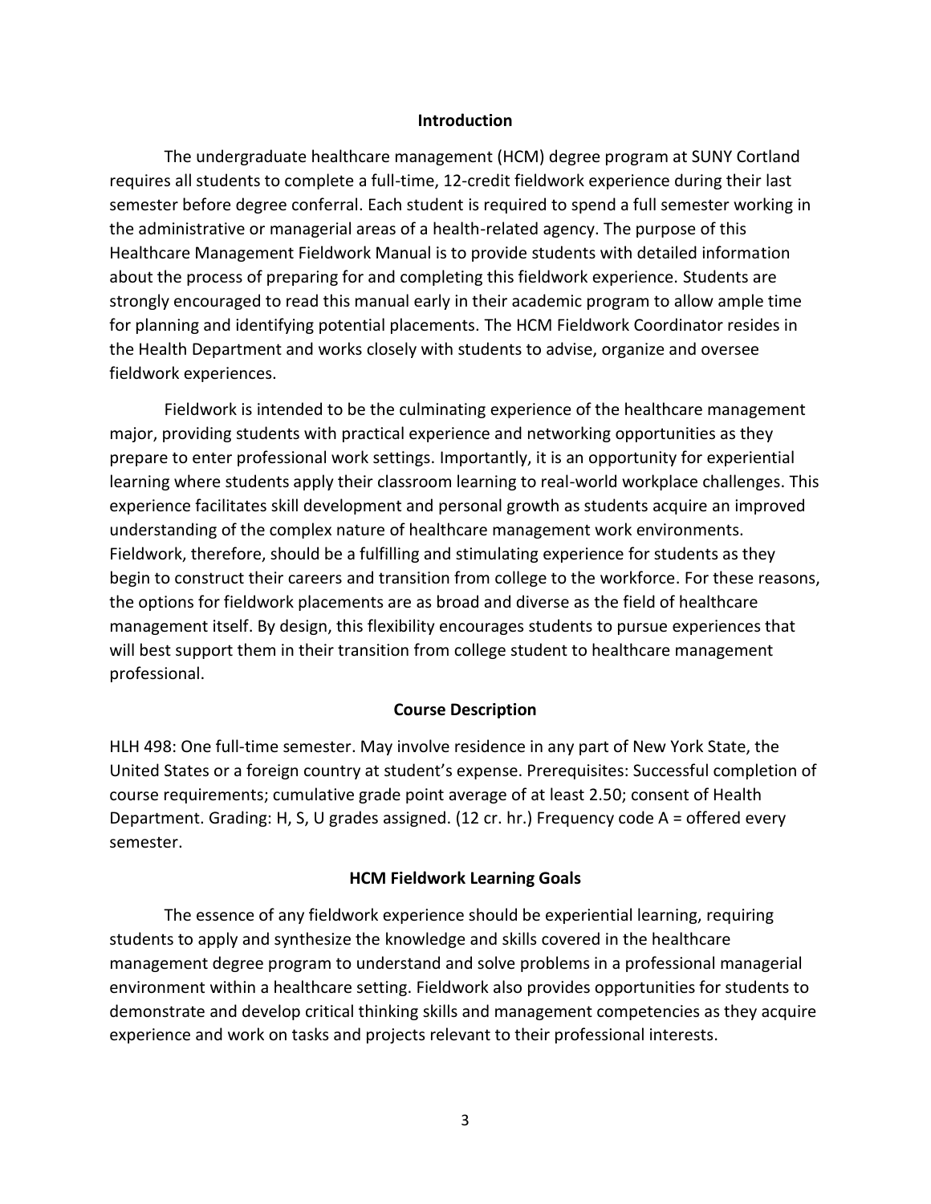## Introduction

The undergraduate healthcare management (HCM) degree program at SUNY Cortland requires all students to complete a full-time, 12-credit fieldwork experience during their last semester before degree conferral. Each student is required to spend a full semester working in the administrative or managerial areas of a health-related agency. The purpose of this Healthcare Management Fieldwork Manual is to provide students with detailed information about the process of preparing for and completing this fieldwork experience. Students are strongly encouraged to read this manual early in their academic program to allow ample time for planning and identifying potential placements. The HCM Fieldwork Coordinator resides in the Health Department and works closely with students to advise, organize and oversee fieldwork experiences.

Fieldwork is intended to be the culminating experience of the healthcare management major, providing students with practical experience and networking opportunities as they prepare to enter professional work settings. Importantly, it is an opportunity for experiential learning where students apply their classroom learning to real-world workplace challenges. This experience facilitates skill development and personal growth as students acquire an improved understanding of the complex nature of healthcare management work environments. Fieldwork, therefore, should be a fulfilling and stimulating experience for students as they begin to construct their careers and transition from college to the workforce. For these reasons, the options for fieldwork placements are as broad and diverse as the field of healthcare management itself. By design, this flexibility encourages students to pursue experiences that will best support them in their transition from college student to healthcare management professional.

## Course Description

HLH 498: One full-time semester. May involve residence in any part of New York State, the United States or a foreign country at student's expense. Prerequisites: Successful completion of course requirements; cumulative grade point average of at least 2.50; consent of Health Department. Grading: H, S, U grades assigned. (12 cr. hr.) Frequency code A = offered every semester.

## HCM Fieldwork Learning Goals

The essence of any fieldwork experience should be experiential learning, requiring students to apply and synthesize the knowledge and skills covered in the healthcare management degree program to understand and solve problems in a professional managerial environment within a healthcare setting. Fieldwork also provides opportunities for students to demonstrate and develop critical thinking skills and management competencies as they acquire experience and work on tasks and projects relevant to their professional interests.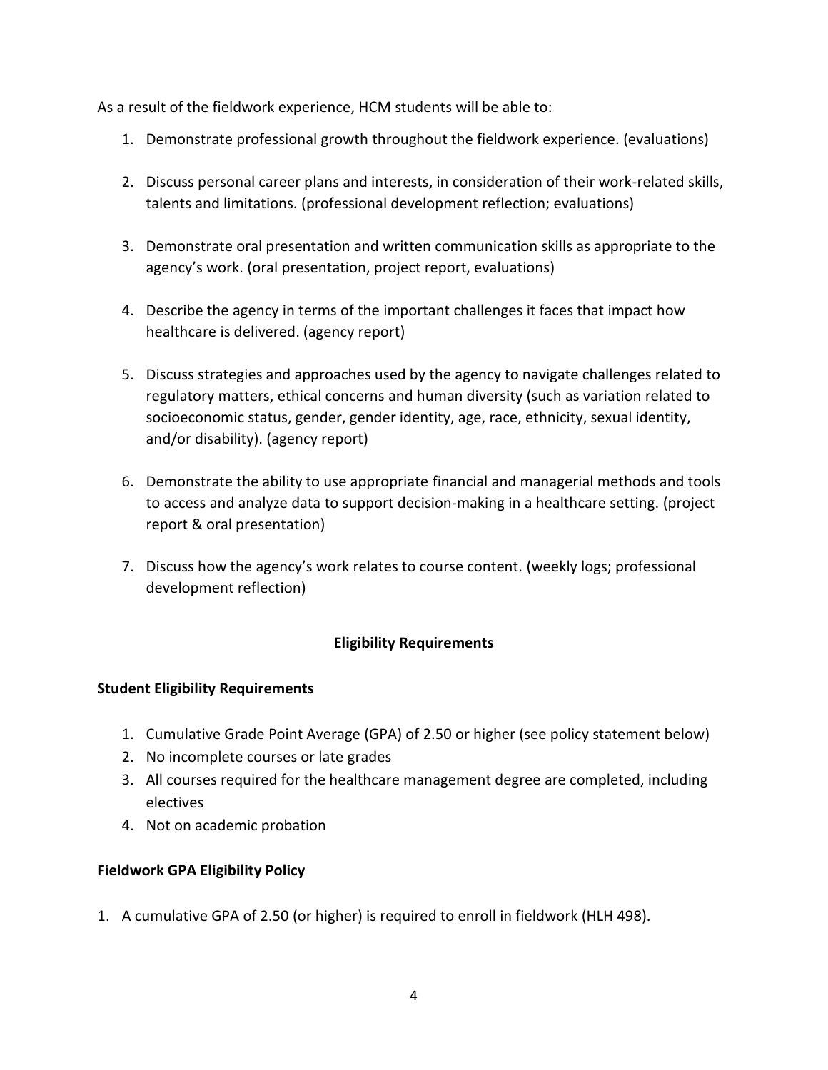As a result of the fieldwork experience, HCM students will be able to:

1. Demonstrate professional growth throughout the fieldwork experience. (evaluations)

2. Discuss personal career plans and interests, in consideration of their work-related skills, talents and limitations. (professional development reflection; evaluations)

3. Demonstrate oral presentation and written communication skills as appropriate to the agency's work. (oral presentation, project report, evaluations)

4. Describe the agency in terms of the important challenges it faces that impact how healthcare is delivered. (agency report)

5. Discuss strategies and approaches used by the agency to navigate challenges related to regulatory matters, ethical concerns and human diversity (such as variation related to socioeconomic status, gender, gender identity, age, race, ethnicity, sexual identity, and/or disability). (agency report)

6. Demonstrate the ability to use appropriate financial and managerial methods and tools to access and analyze data to support decision-making in a healthcare setting. (project report & oral presentation)

7. Discuss how the agency's work relates to course content. (weekly logs; professional development reflection)

## Eligibility Requirements

### Student Eligibility Requirements

1. Cumulative Grade Point Average (GPA) of 2.50 or higher (see policy statement below)
2. No incomplete courses or late grades
3. All courses required for the healthcare management degree are completed, including electives
4. Not on academic probation

### Fieldwork GPA Eligibility Policy

1. A cumulative GPA of 2.50 (or higher) is required to enroll in fieldwork (HLH 498).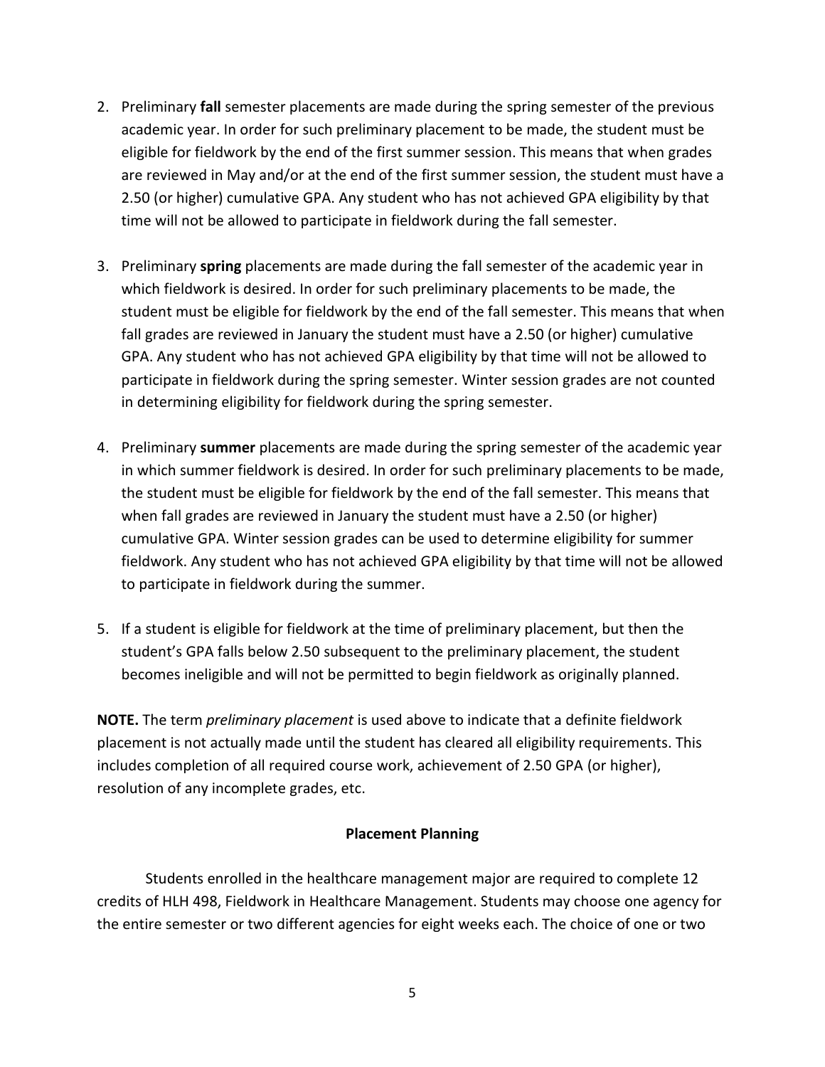2. Preliminary **fall** semester placements are made during the spring semester of the previous academic year. In order for such preliminary placement to be made, the student must be eligible for fieldwork by the end of the first summer session. This means that when grades are reviewed in May and/or at the end of the first summer session, the student must have a 2.50 (or higher) cumulative GPA. Any student who has not achieved GPA eligibility by that time will not be allowed to participate in fieldwork during the fall semester.

3. Preliminary **spring** placements are made during the fall semester of the academic year in which fieldwork is desired. In order for such preliminary placements to be made, the student must be eligible for fieldwork by the end of the fall semester. This means that when fall grades are reviewed in January the student must have a 2.50 (or higher) cumulative GPA. Any student who has not achieved GPA eligibility by that time will not be allowed to participate in fieldwork during the spring semester. Winter session grades are not counted in determining eligibility for fieldwork during the spring semester.

4. Preliminary **summer** placements are made during the spring semester of the academic year in which summer fieldwork is desired. In order for such preliminary placements to be made, the student must be eligible for fieldwork by the end of the fall semester. This means that when fall grades are reviewed in January the student must have a 2.50 (or higher) cumulative GPA. Winter session grades can be used to determine eligibility for summer fieldwork. Any student who has not achieved GPA eligibility by that time will not be allowed to participate in fieldwork during the summer.

5. If a student is eligible for fieldwork at the time of preliminary placement, but then the student's GPA falls below 2.50 subsequent to the preliminary placement, the student becomes ineligible and will not be permitted to begin fieldwork as originally planned.

**NOTE.** The term *preliminary placement* is used above to indicate that a definite fieldwork placement is not actually made until the student has cleared all eligibility requirements. This includes completion of all required course work, achievement of 2.50 GPA (or higher), resolution of any incomplete grades, etc.

### Placement Planning

Students enrolled in the healthcare management major are required to complete 12 credits of HLH 498, Fieldwork in Healthcare Management. Students may choose one agency for the entire semester or two different agencies for eight weeks each. The choice of one or two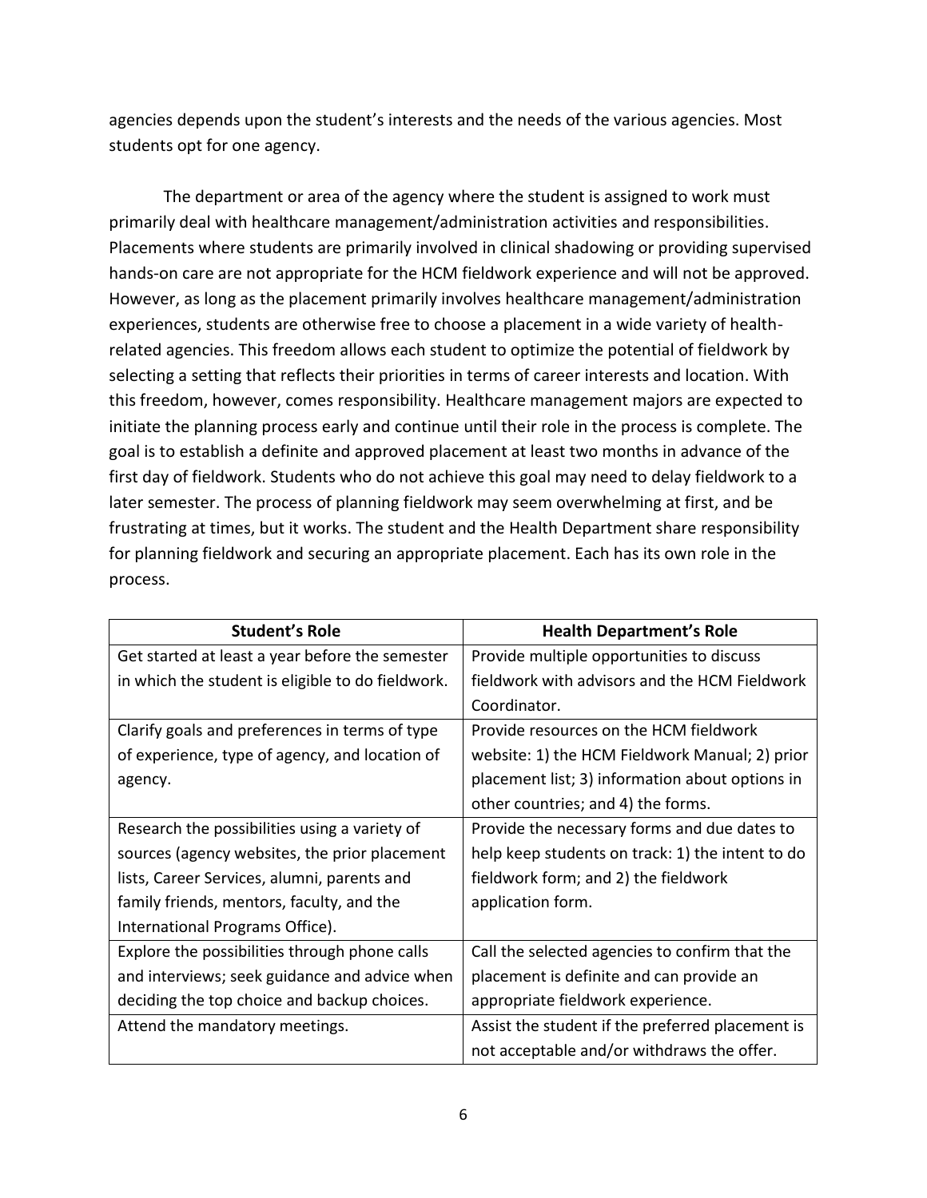agencies depends upon the student's interests and the needs of the various agencies. Most students opt for one agency.

The department or area of the agency where the student is assigned to work must primarily deal with healthcare management/administration activities and responsibilities. Placements where students are primarily involved in clinical shadowing or providing supervised hands-on care are not appropriate for the HCM fieldwork experience and will not be approved. However, as long as the placement primarily involves healthcare management/administration experiences, students are otherwise free to choose a placement in a wide variety of health-related agencies. This freedom allows each student to optimize the potential of fieldwork by selecting a setting that reflects their priorities in terms of career interests and location. With this freedom, however, comes responsibility. Healthcare management majors are expected to initiate the planning process early and continue until their role in the process is complete. The goal is to establish a definite and approved placement at least two months in advance of the first day of fieldwork. Students who do not achieve this goal may need to delay fieldwork to a later semester. The process of planning fieldwork may seem overwhelming at first, and be frustrating at times, but it works. The student and the Health Department share responsibility for planning fieldwork and securing an appropriate placement. Each has its own role in the process.

| Student's Role | Health Department's Role |
|---|---|
| Get started at least a year before the semester in which the student is eligible to do fieldwork. | Provide multiple opportunities to discuss fieldwork with advisors and the HCM Fieldwork Coordinator. |
| Clarify goals and preferences in terms of type of experience, type of agency, and location of agency. | Provide resources on the HCM fieldwork website: 1) the HCM Fieldwork Manual; 2) prior placement list; 3) information about options in other countries; and 4) the forms. |
| Research the possibilities using a variety of sources (agency websites, the prior placement lists, Career Services, alumni, parents and family friends, mentors, faculty, and the International Programs Office). | Provide the necessary forms and due dates to help keep students on track: 1) the intent to do fieldwork form; and 2) the fieldwork application form. |
| Explore the possibilities through phone calls and interviews; seek guidance and advice when deciding the top choice and backup choices. | Call the selected agencies to confirm that the placement is definite and can provide an appropriate fieldwork experience. |
| Attend the mandatory meetings. | Assist the student if the preferred placement is not acceptable and/or withdraws the offer. |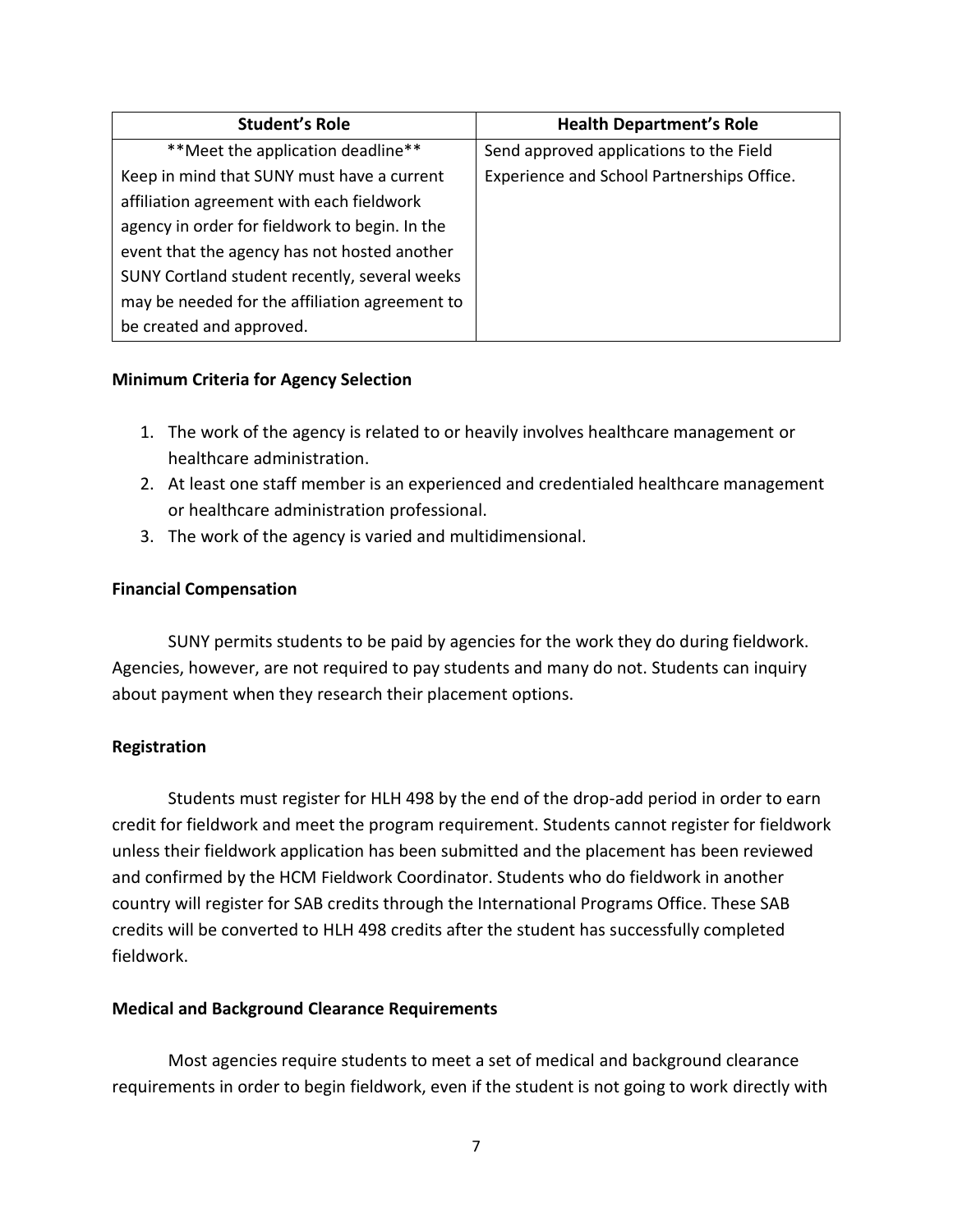| Student's Role | Health Department's Role |
| --- | --- |
| **Meet the application deadline** Keep in mind that SUNY must have a current affiliation agreement with each fieldwork agency in order for fieldwork to begin. In the event that the agency has not hosted another SUNY Cortland student recently, several weeks may be needed for the affiliation agreement to be created and approved. | Send approved applications to the Field Experience and School Partnerships Office. |

**Minimum Criteria for Agency Selection**

1. The work of the agency is related to or heavily involves healthcare management or healthcare administration.
2. At least one staff member is an experienced and credentialed healthcare management or healthcare administration professional.
3. The work of the agency is varied and multidimensional.

**Financial Compensation**

SUNY permits students to be paid by agencies for the work they do during fieldwork. Agencies, however, are not required to pay students and many do not. Students can inquiry about payment when they research their placement options.

**Registration**

Students must register for HLH 498 by the end of the drop-add period in order to earn credit for fieldwork and meet the program requirement. Students cannot register for fieldwork unless their fieldwork application has been submitted and the placement has been reviewed and confirmed by the HCM Fieldwork Coordinator. Students who do fieldwork in another country will register for SAB credits through the International Programs Office. These SAB credits will be converted to HLH 498 credits after the student has successfully completed fieldwork.

**Medical and Background Clearance Requirements**

Most agencies require students to meet a set of medical and background clearance requirements in order to begin fieldwork, even if the student is not going to work directly with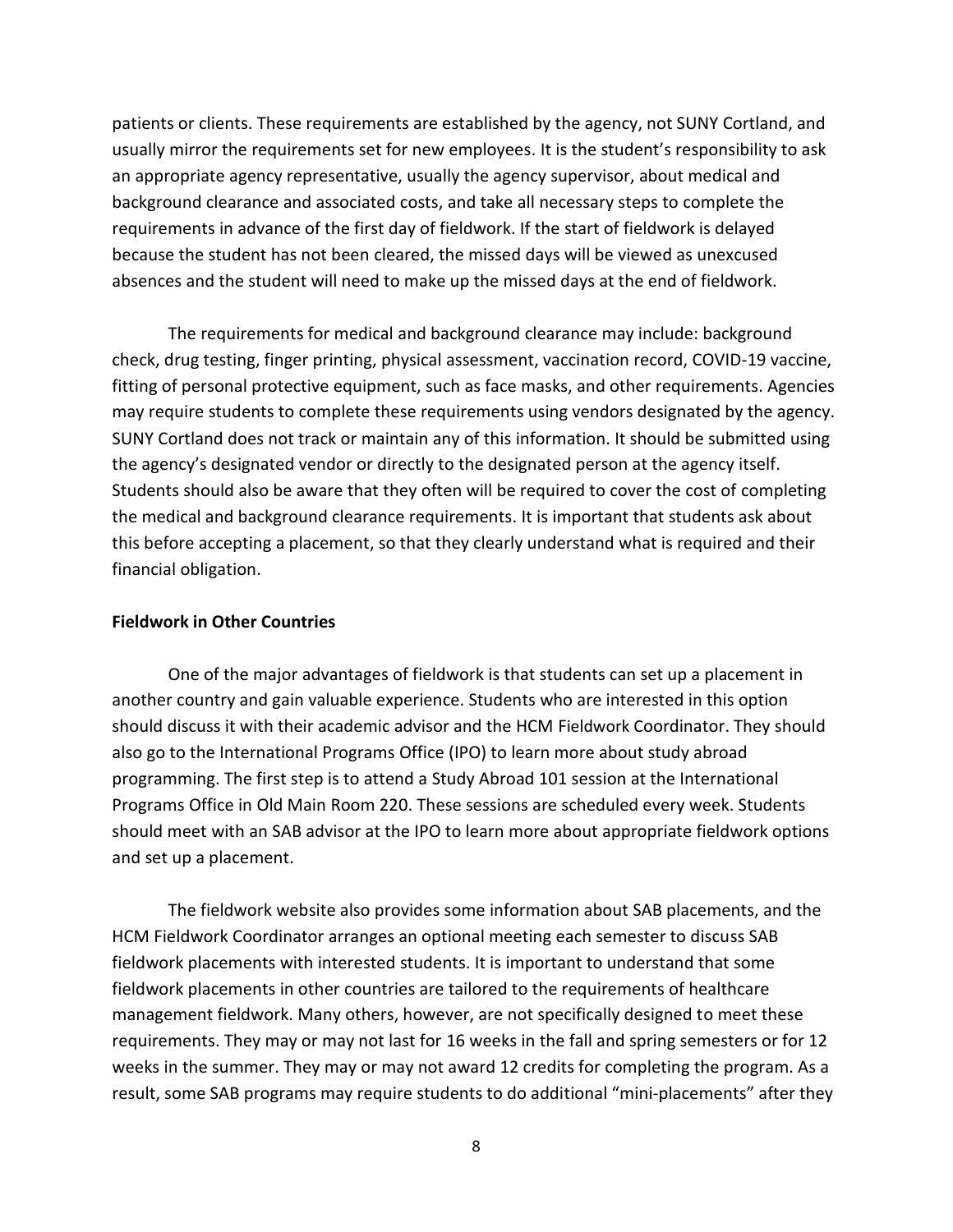patients or clients. These requirements are established by the agency, not SUNY Cortland, and usually mirror the requirements set for new employees. It is the student's responsibility to ask an appropriate agency representative, usually the agency supervisor, about medical and background clearance and associated costs, and take all necessary steps to complete the requirements in advance of the first day of fieldwork. If the start of fieldwork is delayed because the student has not been cleared, the missed days will be viewed as unexcused absences and the student will need to make up the missed days at the end of fieldwork.

The requirements for medical and background clearance may include: background check, drug testing, finger printing, physical assessment, vaccination record, COVID-19 vaccine, fitting of personal protective equipment, such as face masks, and other requirements. Agencies may require students to complete these requirements using vendors designated by the agency. SUNY Cortland does not track or maintain any of this information. It should be submitted using the agency's designated vendor or directly to the designated person at the agency itself. Students should also be aware that they often will be required to cover the cost of completing the medical and background clearance requirements. It is important that students ask about this before accepting a placement, so that they clearly understand what is required and their financial obligation.

**Fieldwork in Other Countries**

One of the major advantages of fieldwork is that students can set up a placement in another country and gain valuable experience. Students who are interested in this option should discuss it with their academic advisor and the HCM Fieldwork Coordinator. They should also go to the International Programs Office (IPO) to learn more about study abroad programming. The first step is to attend a Study Abroad 101 session at the International Programs Office in Old Main Room 220. These sessions are scheduled every week. Students should meet with an SAB advisor at the IPO to learn more about appropriate fieldwork options and set up a placement.

The fieldwork website also provides some information about SAB placements, and the HCM Fieldwork Coordinator arranges an optional meeting each semester to discuss SAB fieldwork placements with interested students. It is important to understand that some fieldwork placements in other countries are tailored to the requirements of healthcare management fieldwork. Many others, however, are not specifically designed to meet these requirements. They may or may not last for 16 weeks in the fall and spring semesters or for 12 weeks in the summer. They may or may not award 12 credits for completing the program. As a result, some SAB programs may require students to do additional "mini-placements" after they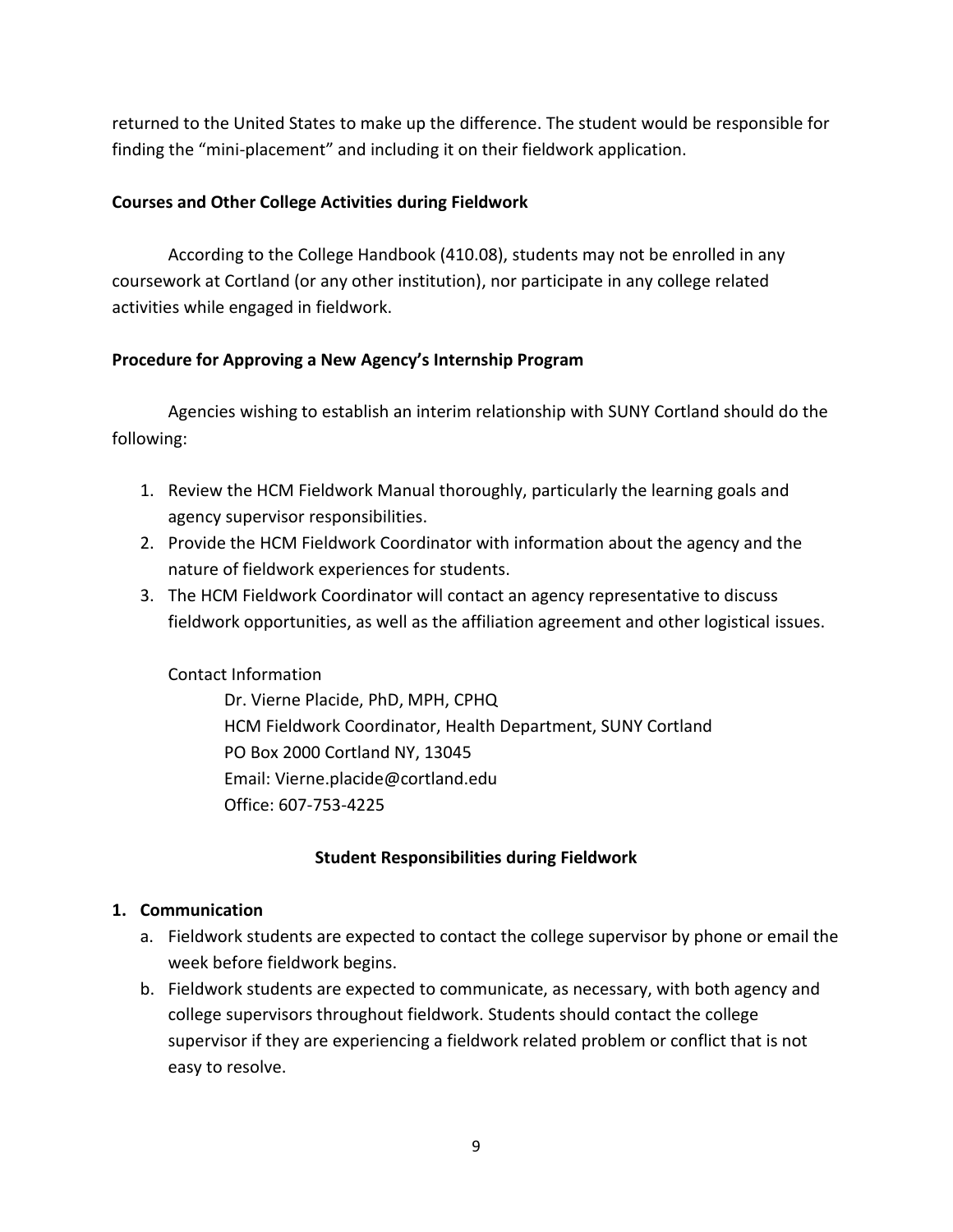returned to the United States to make up the difference. The student would be responsible for finding the "mini-placement" and including it on their fieldwork application.

**Courses and Other College Activities during Fieldwork**

According to the College Handbook (410.08), students may not be enrolled in any coursework at Cortland (or any other institution), nor participate in any college related activities while engaged in fieldwork.

**Procedure for Approving a New Agency's Internship Program**

Agencies wishing to establish an interim relationship with SUNY Cortland should do the following:

1. Review the HCM Fieldwork Manual thoroughly, particularly the learning goals and agency supervisor responsibilities.
2. Provide the HCM Fieldwork Coordinator with information about the agency and the nature of fieldwork experiences for students.
3. The HCM Fieldwork Coordinator will contact an agency representative to discuss fieldwork opportunities, as well as the affiliation agreement and other logistical issues.

Contact Information

Dr. Vierne Placide, PhD, MPH, CPHQ
HCM Fieldwork Coordinator, Health Department, SUNY Cortland
PO Box 2000 Cortland NY, 13045
Email: Vierne.placide@cortland.edu
Office: 607-753-4225

## Student Responsibilities during Fieldwork

**1. Communication**

a. Fieldwork students are expected to contact the college supervisor by phone or email the week before fieldwork begins.

b. Fieldwork students are expected to communicate, as necessary, with both agency and college supervisors throughout fieldwork. Students should contact the college supervisor if they are experiencing a fieldwork related problem or conflict that is not easy to resolve.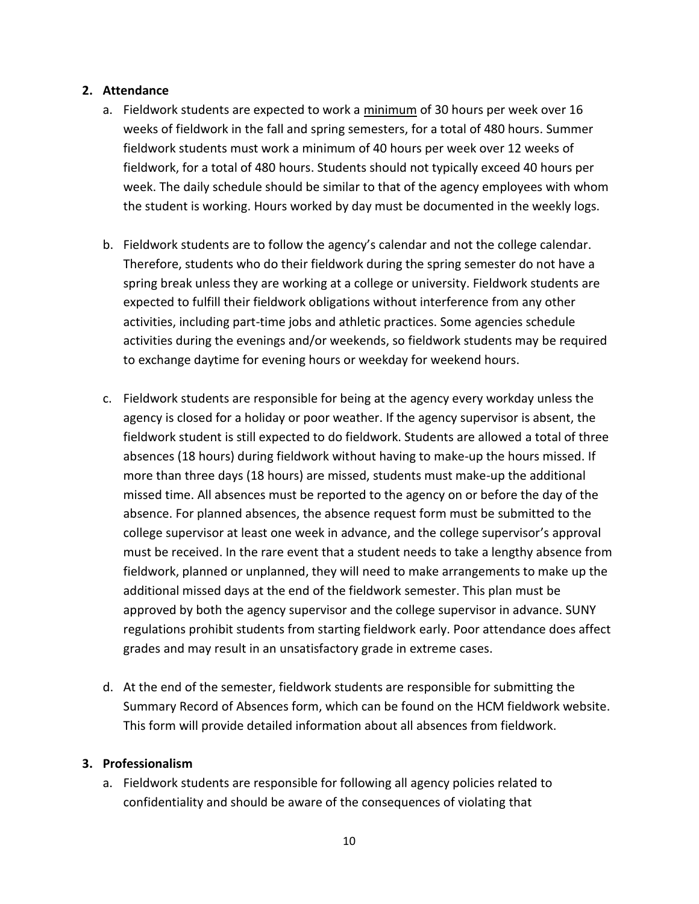**2. Attendance**

a. Fieldwork students are expected to work a <u>minimum</u> of 30 hours per week over 16 weeks of fieldwork in the fall and spring semesters, for a total of 480 hours. Summer fieldwork students must work a minimum of 40 hours per week over 12 weeks of fieldwork, for a total of 480 hours. Students should not typically exceed 40 hours per week. The daily schedule should be similar to that of the agency employees with whom the student is working. Hours worked by day must be documented in the weekly logs.

b. Fieldwork students are to follow the agency's calendar and not the college calendar. Therefore, students who do their fieldwork during the spring semester do not have a spring break unless they are working at a college or university. Fieldwork students are expected to fulfill their fieldwork obligations without interference from any other activities, including part-time jobs and athletic practices. Some agencies schedule activities during the evenings and/or weekends, so fieldwork students may be required to exchange daytime for evening hours or weekday for weekend hours.

c. Fieldwork students are responsible for being at the agency every workday unless the agency is closed for a holiday or poor weather. If the agency supervisor is absent, the fieldwork student is still expected to do fieldwork. Students are allowed a total of three absences (18 hours) during fieldwork without having to make-up the hours missed. If more than three days (18 hours) are missed, students must make-up the additional missed time. All absences must be reported to the agency on or before the day of the absence. For planned absences, the absence request form must be submitted to the college supervisor at least one week in advance, and the college supervisor's approval must be received. In the rare event that a student needs to take a lengthy absence from fieldwork, planned or unplanned, they will need to make arrangements to make up the additional missed days at the end of the fieldwork semester. This plan must be approved by both the agency supervisor and the college supervisor in advance. SUNY regulations prohibit students from starting fieldwork early. Poor attendance does affect grades and may result in an unsatisfactory grade in extreme cases.

d. At the end of the semester, fieldwork students are responsible for submitting the Summary Record of Absences form, which can be found on the HCM fieldwork website. This form will provide detailed information about all absences from fieldwork.

**3. Professionalism**

a. Fieldwork students are responsible for following all agency policies related to confidentiality and should be aware of the consequences of violating that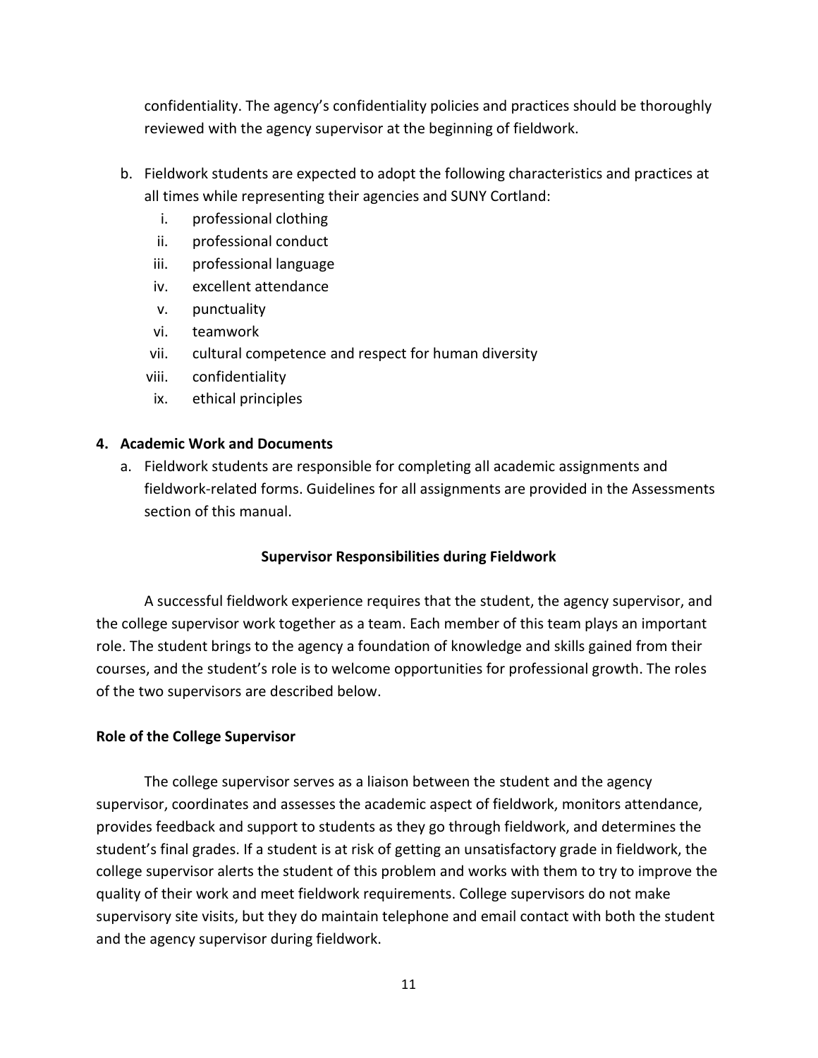confidentiality. The agency's confidentiality policies and practices should be thoroughly reviewed with the agency supervisor at the beginning of fieldwork.

b. Fieldwork students are expected to adopt the following characteristics and practices at all times while representing their agencies and SUNY Cortland:
   i. professional clothing
   ii. professional conduct
   iii. professional language
   iv. excellent attendance
   v. punctuality
   vi. teamwork
   vii. cultural competence and respect for human diversity
   viii. confidentiality
   ix. ethical principles

**4. Academic Work and Documents**

a. Fieldwork students are responsible for completing all academic assignments and fieldwork-related forms. Guidelines for all assignments are provided in the Assessments section of this manual.

## Supervisor Responsibilities during Fieldwork

A successful fieldwork experience requires that the student, the agency supervisor, and the college supervisor work together as a team. Each member of this team plays an important role. The student brings to the agency a foundation of knowledge and skills gained from their courses, and the student's role is to welcome opportunities for professional growth. The roles of the two supervisors are described below.

### Role of the College Supervisor

The college supervisor serves as a liaison between the student and the agency supervisor, coordinates and assesses the academic aspect of fieldwork, monitors attendance, provides feedback and support to students as they go through fieldwork, and determines the student's final grades. If a student is at risk of getting an unsatisfactory grade in fieldwork, the college supervisor alerts the student of this problem and works with them to try to improve the quality of their work and meet fieldwork requirements. College supervisors do not make supervisory site visits, but they do maintain telephone and email contact with both the student and the agency supervisor during fieldwork.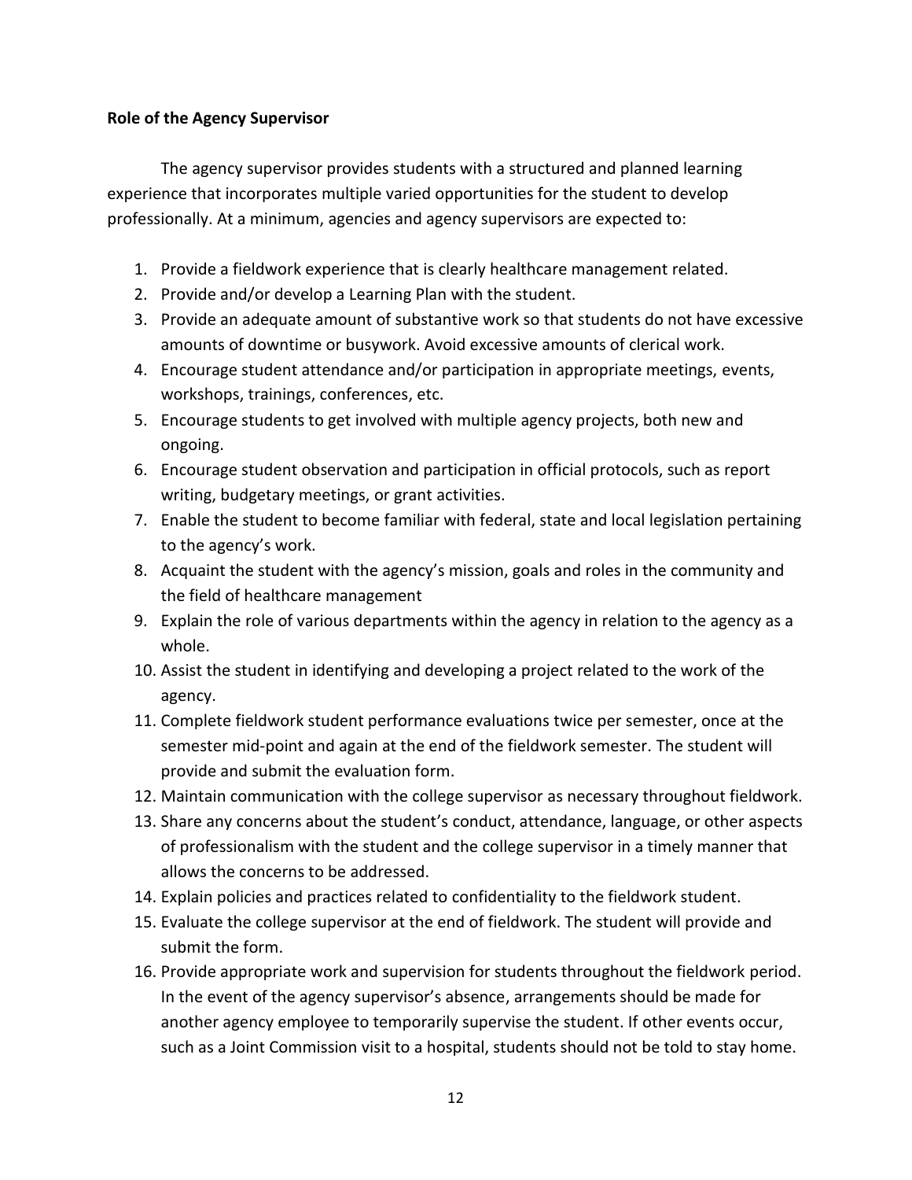**Role of the Agency Supervisor**

The agency supervisor provides students with a structured and planned learning experience that incorporates multiple varied opportunities for the student to develop professionally. At a minimum, agencies and agency supervisors are expected to:

1. Provide a fieldwork experience that is clearly healthcare management related.
2. Provide and/or develop a Learning Plan with the student.
3. Provide an adequate amount of substantive work so that students do not have excessive amounts of downtime or busywork. Avoid excessive amounts of clerical work.
4. Encourage student attendance and/or participation in appropriate meetings, events, workshops, trainings, conferences, etc.
5. Encourage students to get involved with multiple agency projects, both new and ongoing.
6. Encourage student observation and participation in official protocols, such as report writing, budgetary meetings, or grant activities.
7. Enable the student to become familiar with federal, state and local legislation pertaining to the agency's work.
8. Acquaint the student with the agency's mission, goals and roles in the community and the field of healthcare management
9. Explain the role of various departments within the agency in relation to the agency as a whole.
10. Assist the student in identifying and developing a project related to the work of the agency.
11. Complete fieldwork student performance evaluations twice per semester, once at the semester mid-point and again at the end of the fieldwork semester. The student will provide and submit the evaluation form.
12. Maintain communication with the college supervisor as necessary throughout fieldwork.
13. Share any concerns about the student's conduct, attendance, language, or other aspects of professionalism with the student and the college supervisor in a timely manner that allows the concerns to be addressed.
14. Explain policies and practices related to confidentiality to the fieldwork student.
15. Evaluate the college supervisor at the end of fieldwork. The student will provide and submit the form.
16. Provide appropriate work and supervision for students throughout the fieldwork period. In the event of the agency supervisor's absence, arrangements should be made for another agency employee to temporarily supervise the student. If other events occur, such as a Joint Commission visit to a hospital, students should not be told to stay home.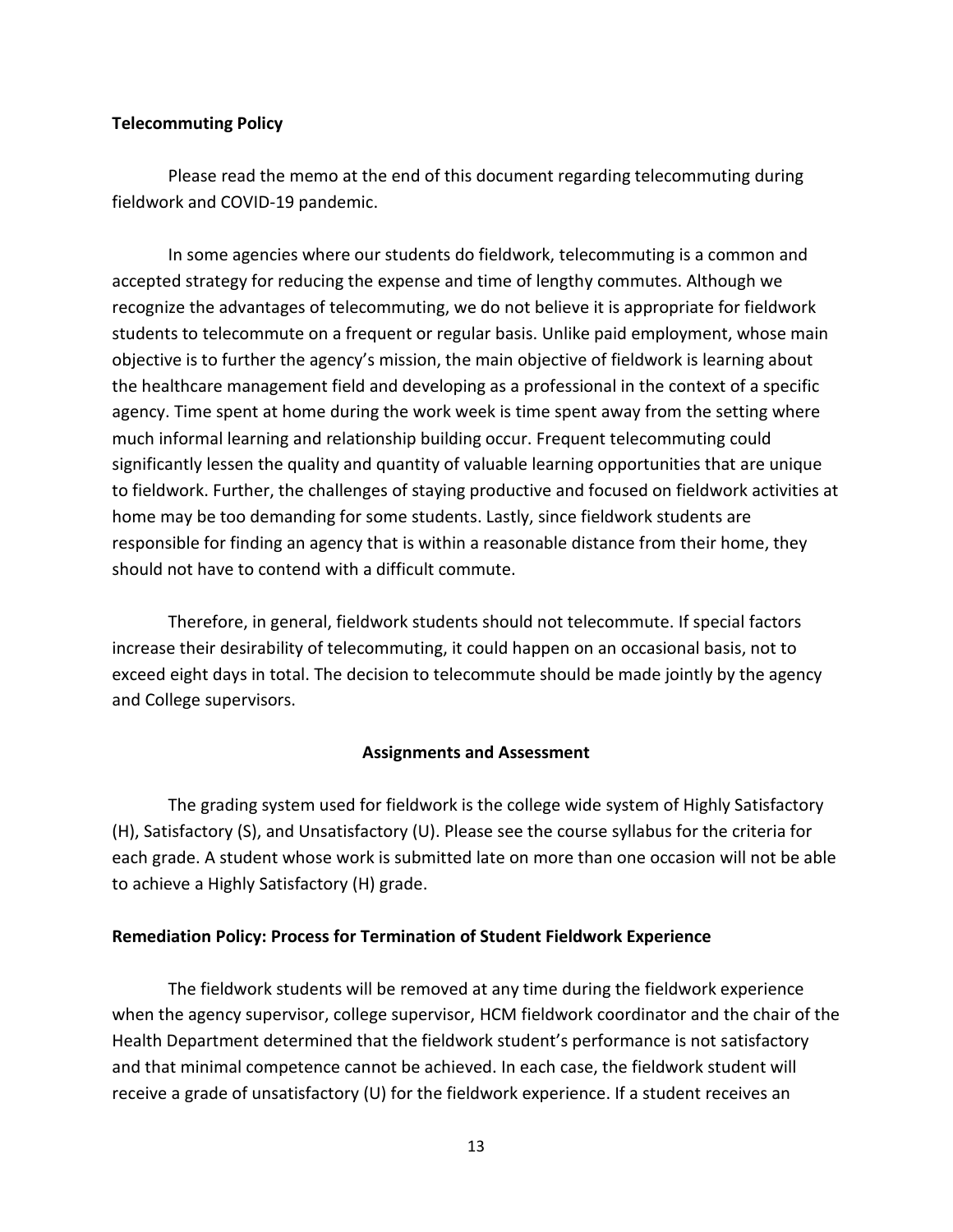**Telecommuting Policy**

Please read the memo at the end of this document regarding telecommuting during fieldwork and COVID-19 pandemic.

In some agencies where our students do fieldwork, telecommuting is a common and accepted strategy for reducing the expense and time of lengthy commutes. Although we recognize the advantages of telecommuting, we do not believe it is appropriate for fieldwork students to telecommute on a frequent or regular basis. Unlike paid employment, whose main objective is to further the agency's mission, the main objective of fieldwork is learning about the healthcare management field and developing as a professional in the context of a specific agency. Time spent at home during the work week is time spent away from the setting where much informal learning and relationship building occur. Frequent telecommuting could significantly lessen the quality and quantity of valuable learning opportunities that are unique to fieldwork. Further, the challenges of staying productive and focused on fieldwork activities at home may be too demanding for some students. Lastly, since fieldwork students are responsible for finding an agency that is within a reasonable distance from their home, they should not have to contend with a difficult commute.

Therefore, in general, fieldwork students should not telecommute. If special factors increase their desirability of telecommuting, it could happen on an occasional basis, not to exceed eight days in total. The decision to telecommute should be made jointly by the agency and College supervisors.

## Assignments and Assessment

The grading system used for fieldwork is the college wide system of Highly Satisfactory (H), Satisfactory (S), and Unsatisfactory (U). Please see the course syllabus for the criteria for each grade. A student whose work is submitted late on more than one occasion will not be able to achieve a Highly Satisfactory (H) grade.

**Remediation Policy: Process for Termination of Student Fieldwork Experience**

The fieldwork students will be removed at any time during the fieldwork experience when the agency supervisor, college supervisor, HCM fieldwork coordinator and the chair of the Health Department determined that the fieldwork student's performance is not satisfactory and that minimal competence cannot be achieved. In each case, the fieldwork student will receive a grade of unsatisfactory (U) for the fieldwork experience. If a student receives an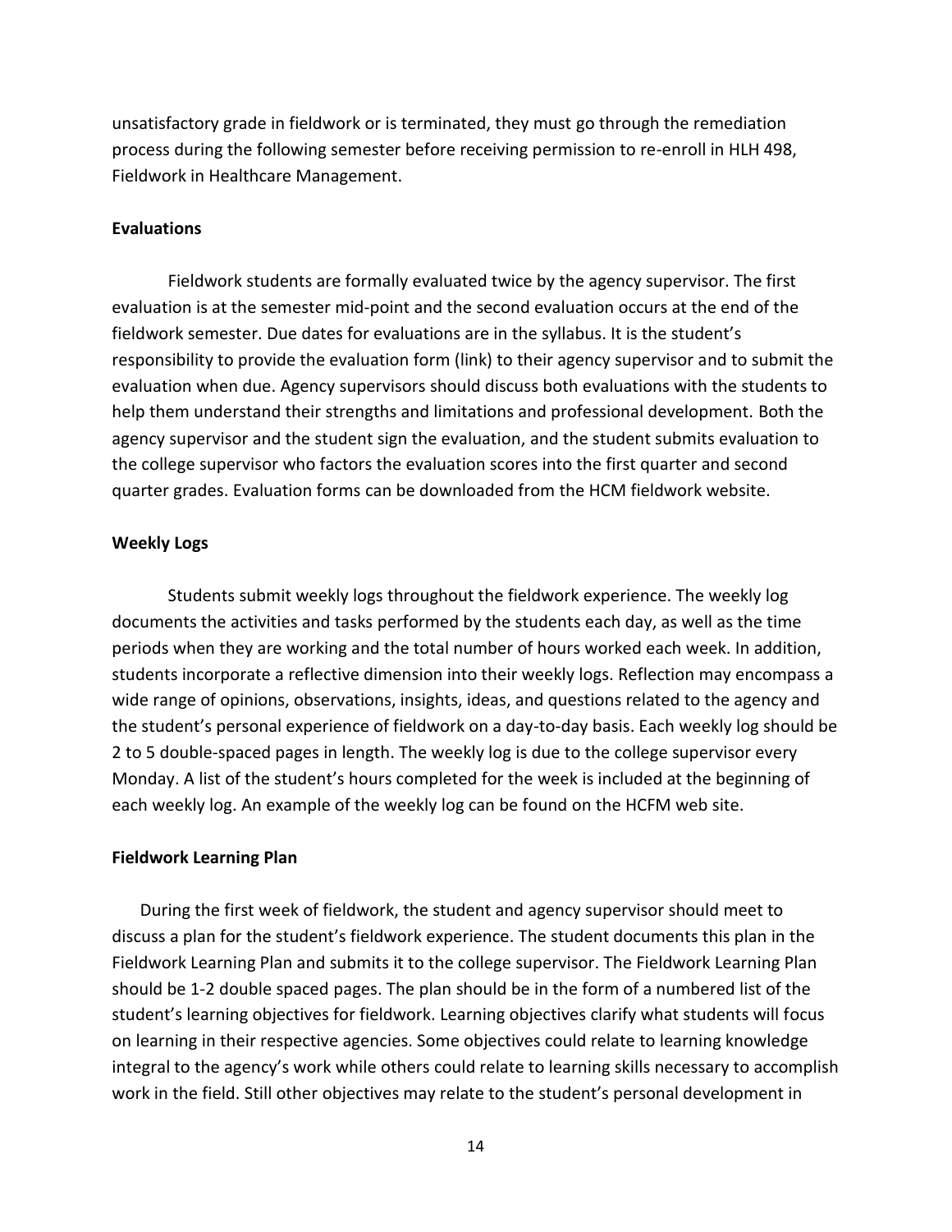unsatisfactory grade in fieldwork or is terminated, they must go through the remediation process during the following semester before receiving permission to re-enroll in HLH 498, Fieldwork in Healthcare Management.

**Evaluations**

Fieldwork students are formally evaluated twice by the agency supervisor. The first evaluation is at the semester mid-point and the second evaluation occurs at the end of the fieldwork semester. Due dates for evaluations are in the syllabus. It is the student's responsibility to provide the evaluation form (link) to their agency supervisor and to submit the evaluation when due. Agency supervisors should discuss both evaluations with the students to help them understand their strengths and limitations and professional development. Both the agency supervisor and the student sign the evaluation, and the student submits evaluation to the college supervisor who factors the evaluation scores into the first quarter and second quarter grades. Evaluation forms can be downloaded from the HCM fieldwork website.

**Weekly Logs**

Students submit weekly logs throughout the fieldwork experience. The weekly log documents the activities and tasks performed by the students each day, as well as the time periods when they are working and the total number of hours worked each week. In addition, students incorporate a reflective dimension into their weekly logs. Reflection may encompass a wide range of opinions, observations, insights, ideas, and questions related to the agency and the student's personal experience of fieldwork on a day-to-day basis. Each weekly log should be 2 to 5 double-spaced pages in length. The weekly log is due to the college supervisor every Monday. A list of the student's hours completed for the week is included at the beginning of each weekly log. An example of the weekly log can be found on the HCFM web site.

**Fieldwork Learning Plan**

During the first week of fieldwork, the student and agency supervisor should meet to discuss a plan for the student's fieldwork experience. The student documents this plan in the Fieldwork Learning Plan and submits it to the college supervisor. The Fieldwork Learning Plan should be 1-2 double spaced pages. The plan should be in the form of a numbered list of the student's learning objectives for fieldwork. Learning objectives clarify what students will focus on learning in their respective agencies. Some objectives could relate to learning knowledge integral to the agency's work while others could relate to learning skills necessary to accomplish work in the field. Still other objectives may relate to the student's personal development in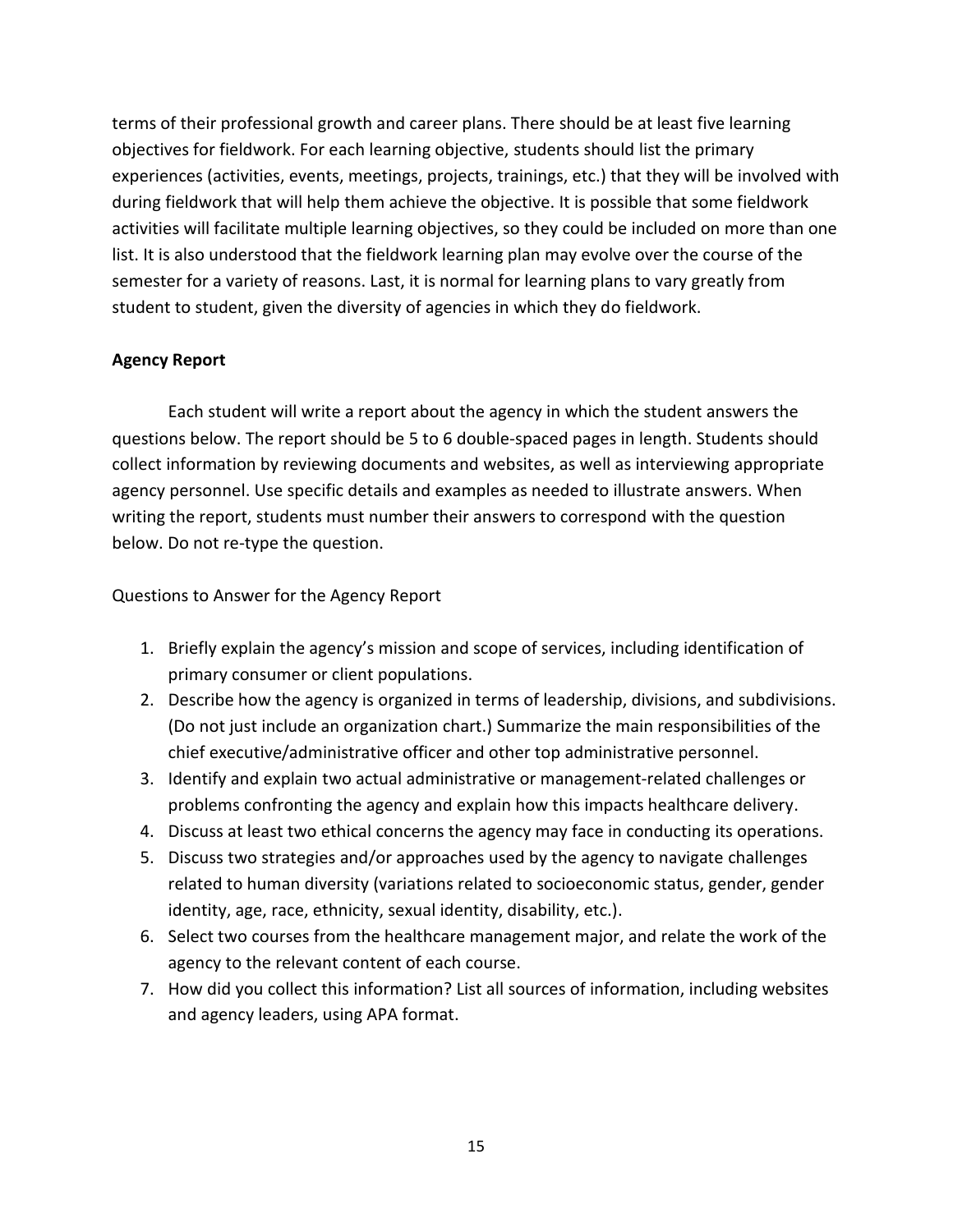terms of their professional growth and career plans. There should be at least five learning objectives for fieldwork. For each learning objective, students should list the primary experiences (activities, events, meetings, projects, trainings, etc.) that they will be involved with during fieldwork that will help them achieve the objective. It is possible that some fieldwork activities will facilitate multiple learning objectives, so they could be included on more than one list. It is also understood that the fieldwork learning plan may evolve over the course of the semester for a variety of reasons. Last, it is normal for learning plans to vary greatly from student to student, given the diversity of agencies in which they do fieldwork.

**Agency Report**

Each student will write a report about the agency in which the student answers the questions below. The report should be 5 to 6 double-spaced pages in length. Students should collect information by reviewing documents and websites, as well as interviewing appropriate agency personnel. Use specific details and examples as needed to illustrate answers. When writing the report, students must number their answers to correspond with the question below. Do not re-type the question.

Questions to Answer for the Agency Report

1. Briefly explain the agency's mission and scope of services, including identification of primary consumer or client populations.
2. Describe how the agency is organized in terms of leadership, divisions, and subdivisions. (Do not just include an organization chart.) Summarize the main responsibilities of the chief executive/administrative officer and other top administrative personnel.
3. Identify and explain two actual administrative or management-related challenges or problems confronting the agency and explain how this impacts healthcare delivery.
4. Discuss at least two ethical concerns the agency may face in conducting its operations.
5. Discuss two strategies and/or approaches used by the agency to navigate challenges related to human diversity (variations related to socioeconomic status, gender, gender identity, age, race, ethnicity, sexual identity, disability, etc.).
6. Select two courses from the healthcare management major, and relate the work of the agency to the relevant content of each course.
7. How did you collect this information? List all sources of information, including websites and agency leaders, using APA format.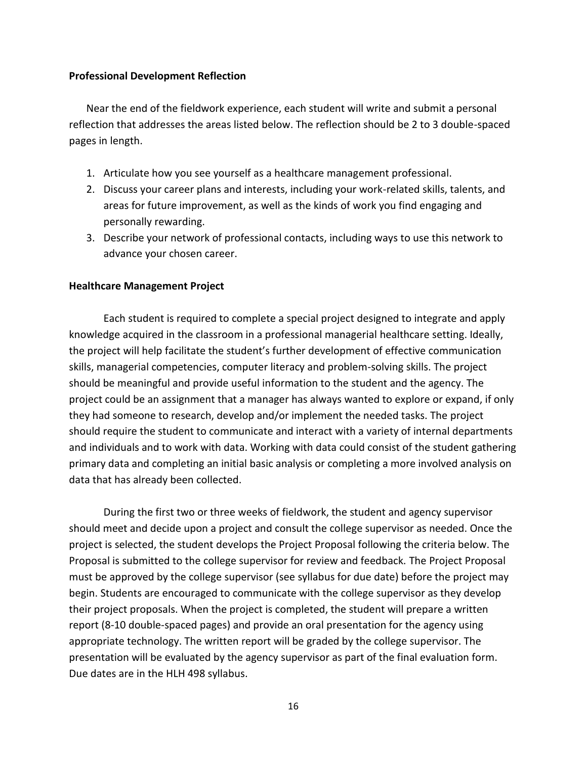**Professional Development Reflection**

Near the end of the fieldwork experience, each student will write and submit a personal reflection that addresses the areas listed below. The reflection should be 2 to 3 double-spaced pages in length.

1. Articulate how you see yourself as a healthcare management professional.
2. Discuss your career plans and interests, including your work-related skills, talents, and areas for future improvement, as well as the kinds of work you find engaging and personally rewarding.
3. Describe your network of professional contacts, including ways to use this network to advance your chosen career.

**Healthcare Management Project**

Each student is required to complete a special project designed to integrate and apply knowledge acquired in the classroom in a professional managerial healthcare setting. Ideally, the project will help facilitate the student's further development of effective communication skills, managerial competencies, computer literacy and problem-solving skills. The project should be meaningful and provide useful information to the student and the agency. The project could be an assignment that a manager has always wanted to explore or expand, if only they had someone to research, develop and/or implement the needed tasks. The project should require the student to communicate and interact with a variety of internal departments and individuals and to work with data. Working with data could consist of the student gathering primary data and completing an initial basic analysis or completing a more involved analysis on data that has already been collected.

During the first two or three weeks of fieldwork, the student and agency supervisor should meet and decide upon a project and consult the college supervisor as needed. Once the project is selected, the student develops the Project Proposal following the criteria below. The Proposal is submitted to the college supervisor for review and feedback. The Project Proposal must be approved by the college supervisor (see syllabus for due date) before the project may begin. Students are encouraged to communicate with the college supervisor as they develop their project proposals. When the project is completed, the student will prepare a written report (8-10 double-spaced pages) and provide an oral presentation for the agency using appropriate technology. The written report will be graded by the college supervisor. The presentation will be evaluated by the agency supervisor as part of the final evaluation form. Due dates are in the HLH 498 syllabus.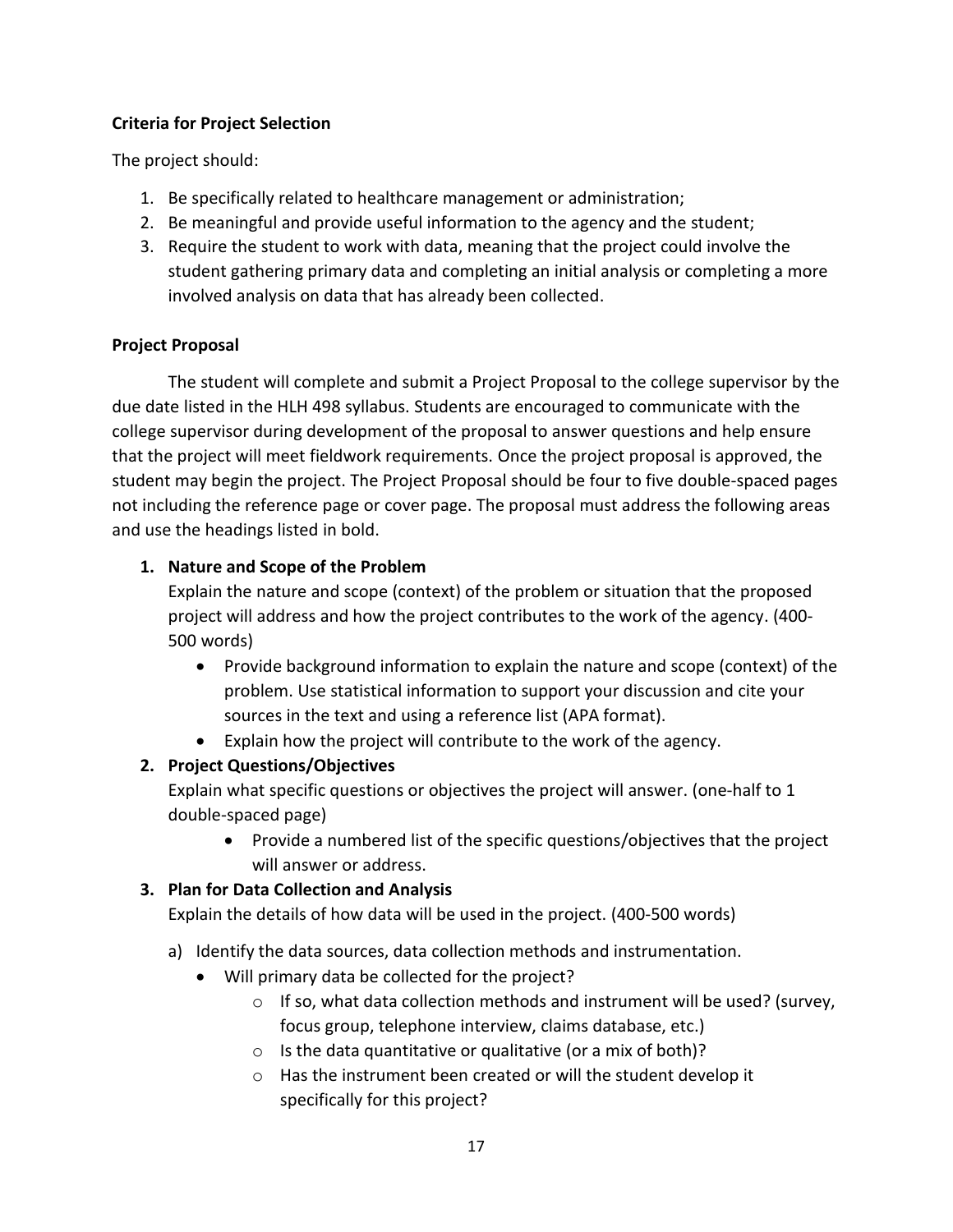**Criteria for Project Selection**

The project should:

1. Be specifically related to healthcare management or administration;
2. Be meaningful and provide useful information to the agency and the student;
3. Require the student to work with data, meaning that the project could involve the student gathering primary data and completing an initial analysis or completing a more involved analysis on data that has already been collected.

**Project Proposal**

The student will complete and submit a Project Proposal to the college supervisor by the due date listed in the HLH 498 syllabus. Students are encouraged to communicate with the college supervisor during development of the proposal to answer questions and help ensure that the project will meet fieldwork requirements. Once the project proposal is approved, the student may begin the project. The Project Proposal should be four to five double-spaced pages not including the reference page or cover page. The proposal must address the following areas and use the headings listed in bold.

1. **Nature and Scope of the Problem**
   Explain the nature and scope (context) of the problem or situation that the proposed project will address and how the project contributes to the work of the agency. (400-500 words)
   - Provide background information to explain the nature and scope (context) of the problem. Use statistical information to support your discussion and cite your sources in the text and using a reference list (APA format).
   - Explain how the project will contribute to the work of the agency.
2. **Project Questions/Objectives**
   Explain what specific questions or objectives the project will answer. (one-half to 1 double-spaced page)
   - Provide a numbered list of the specific questions/objectives that the project will answer or address.
3. **Plan for Data Collection and Analysis**
   Explain the details of how data will be used in the project. (400-500 words)

   a) Identify the data sources, data collection methods and instrumentation.
      - Will primary data be collected for the project?
        - If so, what data collection methods and instrument will be used? (survey, focus group, telephone interview, claims database, etc.)
        - Is the data quantitative or qualitative (or a mix of both)?
        - Has the instrument been created or will the student develop it specifically for this project?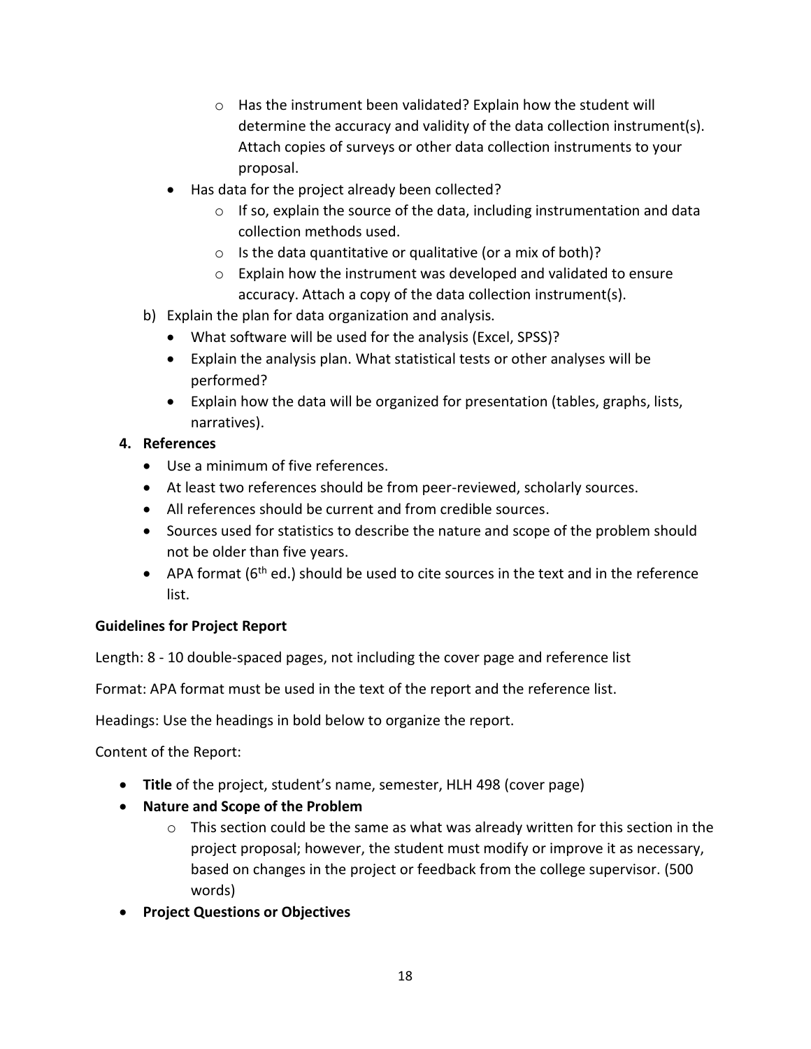- Has the instrument been validated? Explain how the student will determine the accuracy and validity of the data collection instrument(s). Attach copies of surveys or other data collection instruments to your proposal.
- Has data for the project already been collected?
  - If so, explain the source of the data, including instrumentation and data collection methods used.
  - Is the data quantitative or qualitative (or a mix of both)?
  - Explain how the instrument was developed and validated to ensure accuracy. Attach a copy of the data collection instrument(s).

b) Explain the plan for data organization and analysis.

- What software will be used for the analysis (Excel, SPSS)?
- Explain the analysis plan. What statistical tests or other analyses will be performed?
- Explain how the data will be organized for presentation (tables, graphs, lists, narratives).

**4. References**

- Use a minimum of five references.
- At least two references should be from peer-reviewed, scholarly sources.
- All references should be current and from credible sources.
- Sources used for statistics to describe the nature and scope of the problem should not be older than five years.
- APA format (6th ed.) should be used to cite sources in the text and in the reference list.

**Guidelines for Project Report**

Length: 8 - 10 double-spaced pages, not including the cover page and reference list

Format: APA format must be used in the text of the report and the reference list.

Headings: Use the headings in bold below to organize the report.

Content of the Report:

- **Title** of the project, student's name, semester, HLH 498 (cover page)
- **Nature and Scope of the Problem**
  - This section could be the same as what was already written for this section in the project proposal; however, the student must modify or improve it as necessary, based on changes in the project or feedback from the college supervisor. (500 words)
- **Project Questions or Objectives**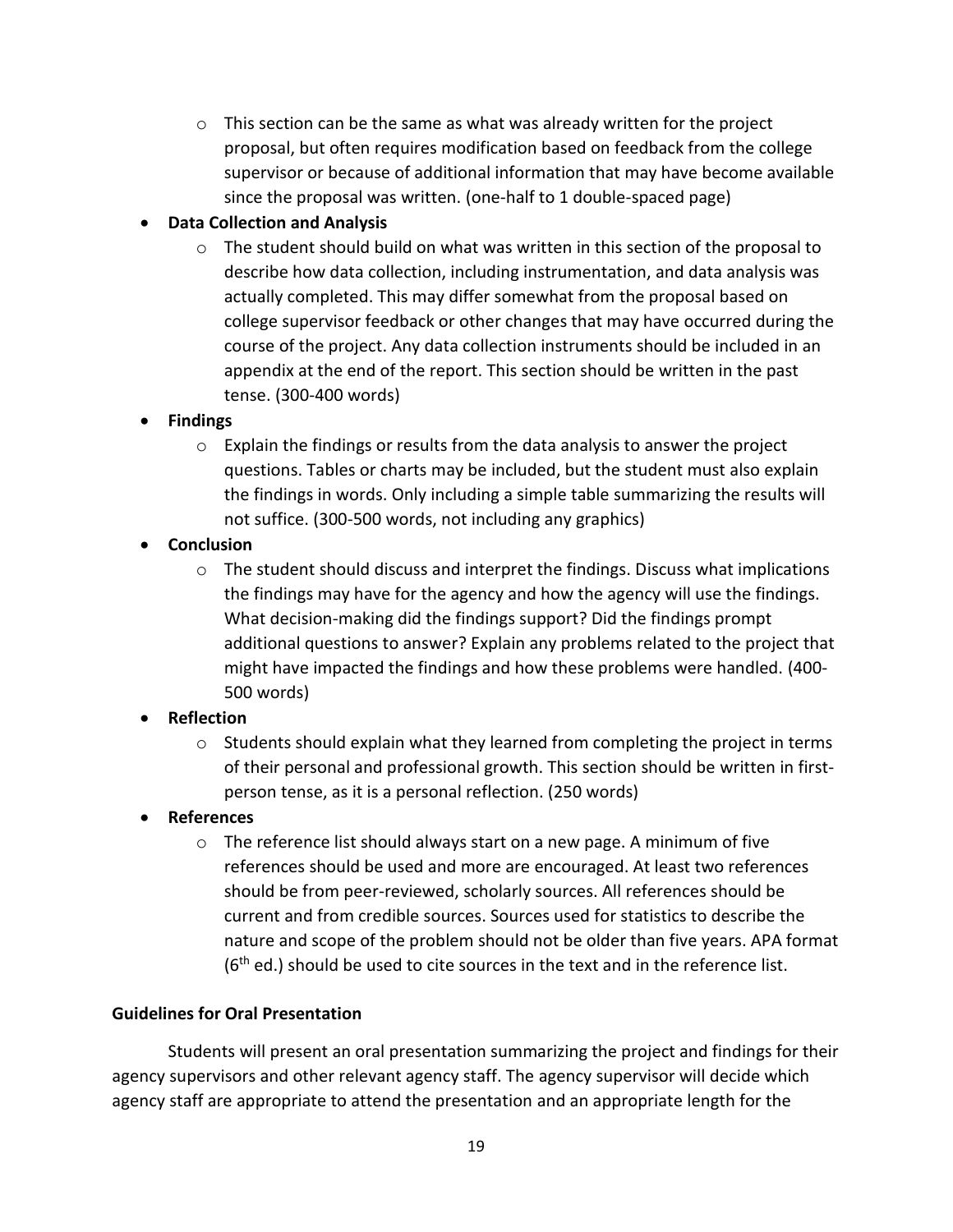- This section can be the same as what was already written for the project proposal, but often requires modification based on feedback from the college supervisor or because of additional information that may have become available since the proposal was written. (one-half to 1 double-spaced page)

- **Data Collection and Analysis**
    - The student should build on what was written in this section of the proposal to describe how data collection, including instrumentation, and data analysis was actually completed. This may differ somewhat from the proposal based on college supervisor feedback or other changes that may have occurred during the course of the project. Any data collection instruments should be included in an appendix at the end of the report. This section should be written in the past tense. (300-400 words)
- **Findings**
    - Explain the findings or results from the data analysis to answer the project questions. Tables or charts may be included, but the student must also explain the findings in words. Only including a simple table summarizing the results will not suffice. (300-500 words, not including any graphics)
- **Conclusion**
    - The student should discuss and interpret the findings. Discuss what implications the findings may have for the agency and how the agency will use the findings. What decision-making did the findings support? Did the findings prompt additional questions to answer? Explain any problems related to the project that might have impacted the findings and how these problems were handled. (400-500 words)
- **Reflection**
    - Students should explain what they learned from completing the project in terms of their personal and professional growth. This section should be written in first-person tense, as it is a personal reflection. (250 words)
- **References**
    - The reference list should always start on a new page. A minimum of five references should be used and more are encouraged. At least two references should be from peer-reviewed, scholarly sources. All references should be current and from credible sources. Sources used for statistics to describe the nature and scope of the problem should not be older than five years. APA format (6th ed.) should be used to cite sources in the text and in the reference list.

**Guidelines for Oral Presentation**

Students will present an oral presentation summarizing the project and findings for their agency supervisors and other relevant agency staff. The agency supervisor will decide which agency staff are appropriate to attend the presentation and an appropriate length for the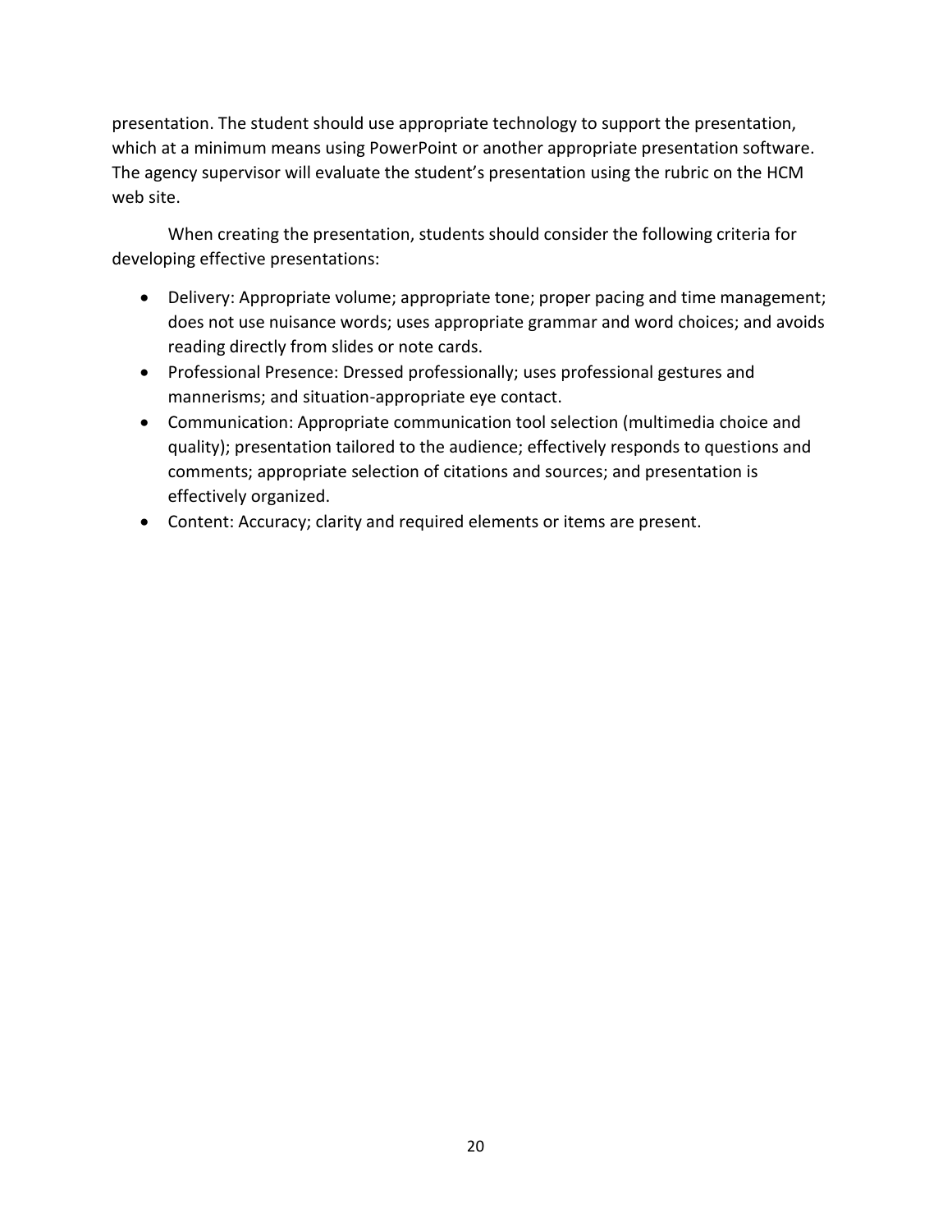presentation. The student should use appropriate technology to support the presentation, which at a minimum means using PowerPoint or another appropriate presentation software. The agency supervisor will evaluate the student's presentation using the rubric on the HCM web site.

When creating the presentation, students should consider the following criteria for developing effective presentations:

- Delivery: Appropriate volume; appropriate tone; proper pacing and time management; does not use nuisance words; uses appropriate grammar and word choices; and avoids reading directly from slides or note cards.
- Professional Presence: Dressed professionally; uses professional gestures and mannerisms; and situation-appropriate eye contact.
- Communication: Appropriate communication tool selection (multimedia choice and quality); presentation tailored to the audience; effectively responds to questions and comments; appropriate selection of citations and sources; and presentation is effectively organized.
- Content: Accuracy; clarity and required elements or items are present.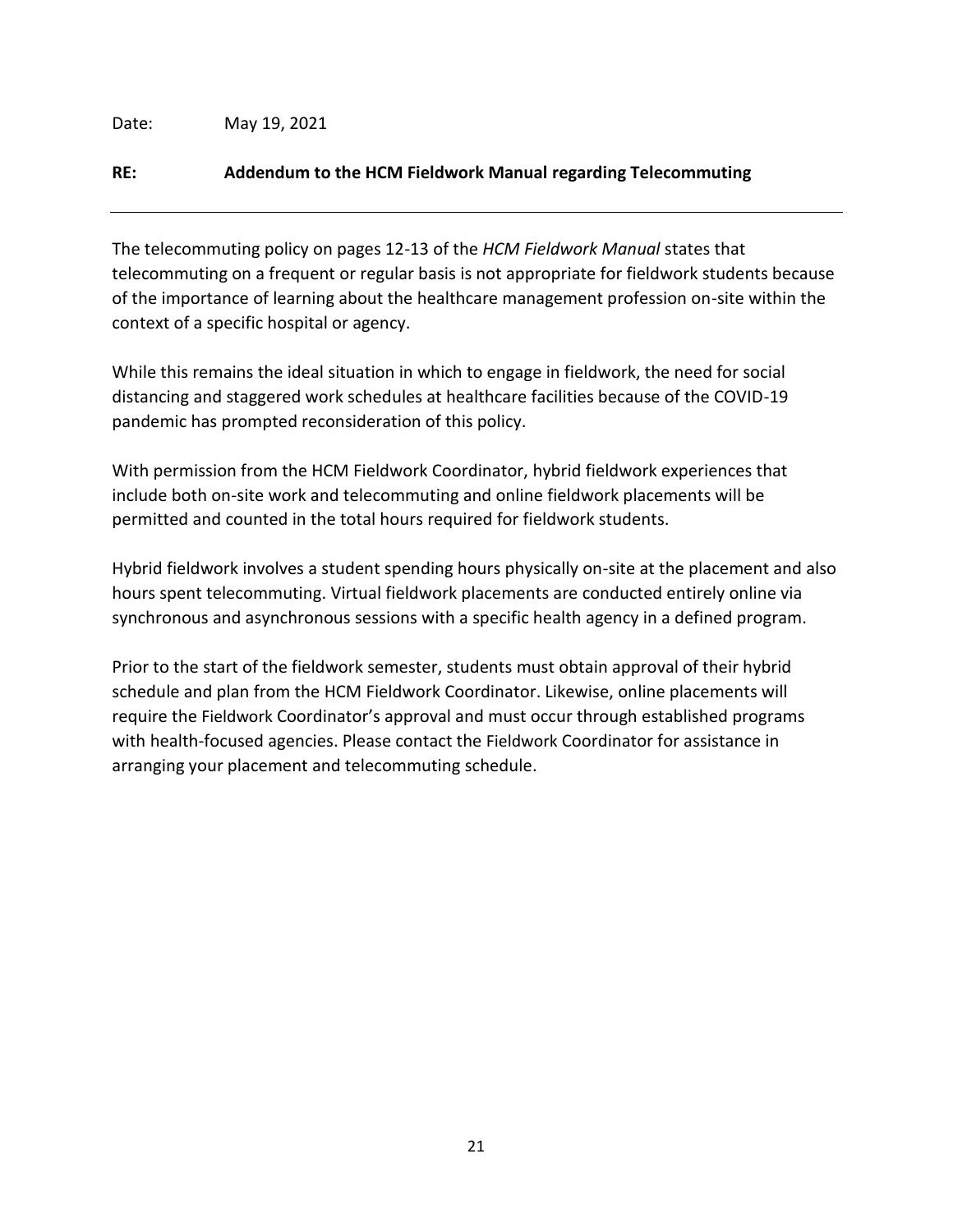Date: May 19, 2021

**RE: Addendum to the HCM Fieldwork Manual regarding Telecommuting**

---

The telecommuting policy on pages 12-13 of the *HCM Fieldwork Manual* states that telecommuting on a frequent or regular basis is not appropriate for fieldwork students because of the importance of learning about the healthcare management profession on-site within the context of a specific hospital or agency.

While this remains the ideal situation in which to engage in fieldwork, the need for social distancing and staggered work schedules at healthcare facilities because of the COVID-19 pandemic has prompted reconsideration of this policy.

With permission from the HCM Fieldwork Coordinator, hybrid fieldwork experiences that include both on-site work and telecommuting and online fieldwork placements will be permitted and counted in the total hours required for fieldwork students.

Hybrid fieldwork involves a student spending hours physically on-site at the placement and also hours spent telecommuting. Virtual fieldwork placements are conducted entirely online via synchronous and asynchronous sessions with a specific health agency in a defined program.

Prior to the start of the fieldwork semester, students must obtain approval of their hybrid schedule and plan from the HCM Fieldwork Coordinator. Likewise, online placements will require the Fieldwork Coordinator's approval and must occur through established programs with health-focused agencies. Please contact the Fieldwork Coordinator for assistance in arranging your placement and telecommuting schedule.